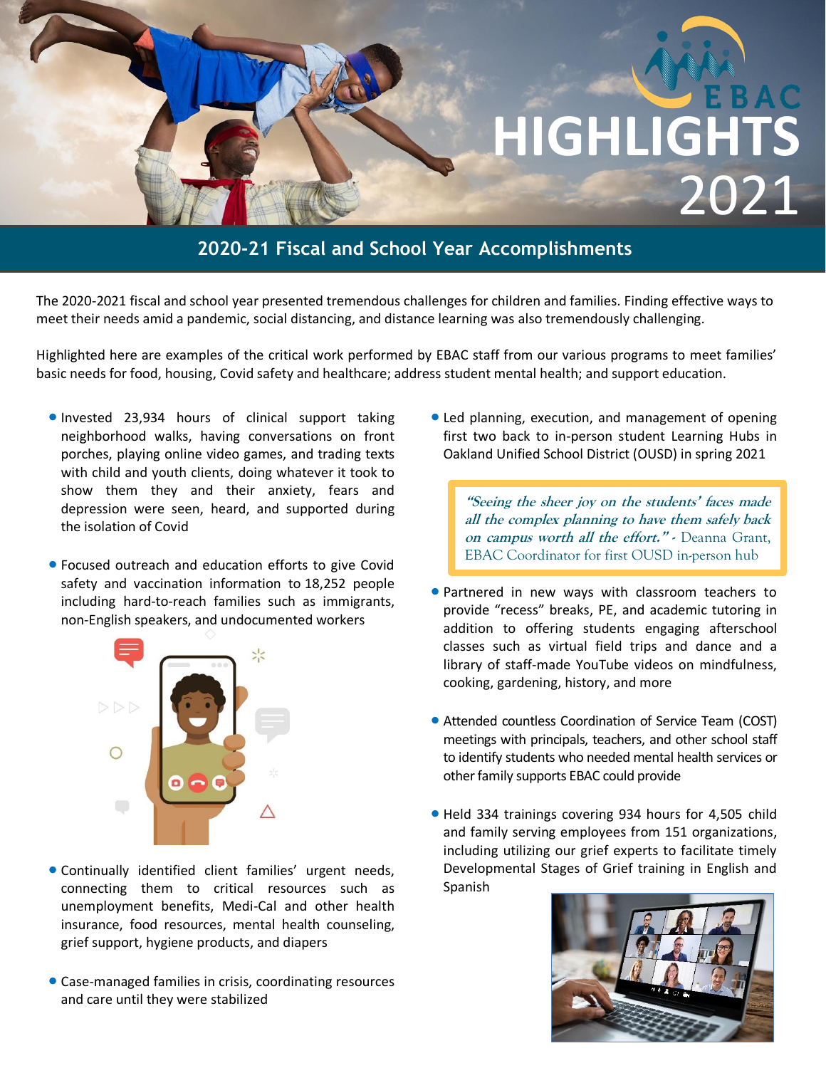# EBAC HIGHLIGHTS 2021

## 2020-21 Fiscal and School Year Accomplishments

The 2020-2021 fiscal and school year presented tremendous challenges for children and families. Finding effective ways to meet their needs amid a pandemic, social distancing, and distance learning was also tremendously challenging.

Highlighted here are examples of the critical work performed by EBAC staff from our various programs to meet families' basic needs for food, housing, Covid safety and healthcare; address student mental health; and support education.

- Invested 23,934 hours of clinical support taking neighborhood walks, having conversations on front porches, playing online video games, and trading texts with child and youth clients, doing whatever it took to show them they and their anxiety, fears and depression were seen, heard, and supported during the isolation of Covid
- Focused outreach and education efforts to give Covid safety and vaccination information to 18,252 people including hard-to-reach families such as immigrants, non-English speakers, and undocumented workers
- Continually identified client families' urgent needs, connecting them to critical resources such as unemployment benefits, Medi-Cal and other health insurance, food resources, mental health counseling, grief support, hygiene products, and diapers
- Case-managed families in crisis, coordinating resources and care until they were stabilized
- Led planning, execution, and management of opening first two back to in-person student Learning Hubs in Oakland Unified School District (OUSD) in spring 2021

> ***"Seeing the sheer joy on the students' faces made all the complex planning to have them safely back on campus worth all the effort." -*** Deanna Grant, EBAC Coordinator for first OUSD in-person hub

- Partnered in new ways with classroom teachers to provide "recess" breaks, PE, and academic tutoring in addition to offering students engaging afterschool classes such as virtual field trips and dance and a library of staff-made YouTube videos on mindfulness, cooking, gardening, history, and more
- Attended countless Coordination of Service Team (COST) meetings with principals, teachers, and other school staff to identify students who needed mental health services or other family supports EBAC could provide
- Held 334 trainings covering 934 hours for 4,505 child and family serving employees from 151 organizations, including utilizing our grief experts to facilitate timely Developmental Stages of Grief training in English and Spanish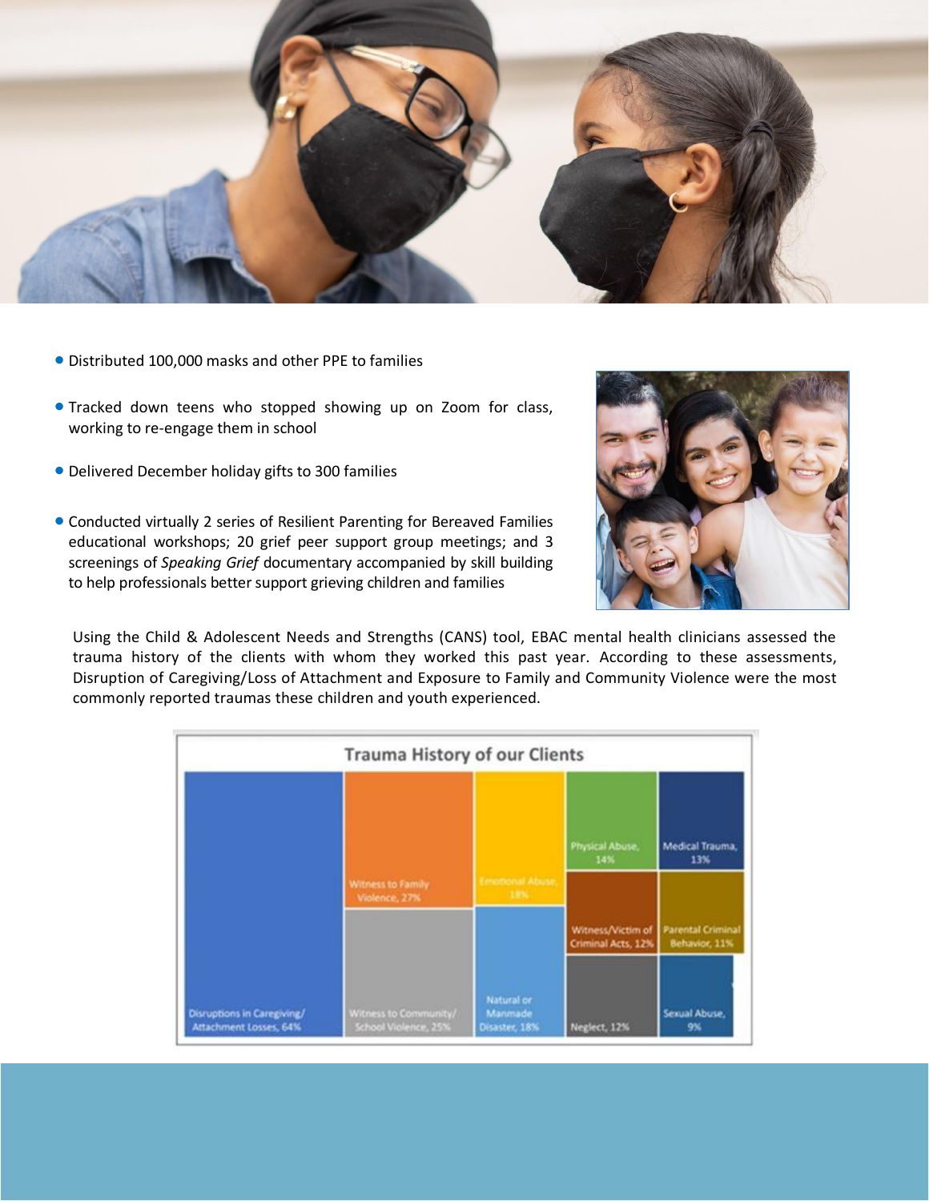- Distributed 100,000 masks and other PPE to families
- Tracked down teens who stopped showing up on Zoom for class, working to re-engage them in school
- Delivered December holiday gifts to 300 families
- Conducted virtually 2 series of Resilient Parenting for Bereaved Families educational workshops; 20 grief peer support group meetings; and 3 screenings of *Speaking Grief* documentary accompanied by skill building to help professionals better support grieving children and families

Using the Child & Adolescent Needs and Strengths (CANS) tool, EBAC mental health clinicians assessed the trauma history of the clients with whom they worked this past year. According to these assessments, Disruption of Caregiving/Loss of Attachment and Exposure to Family and Community Violence were the most commonly reported traumas these children and youth experienced.

**Trauma History of our Clients**

| Trauma Type | Percentage |
| --- | --- |
| Disruptions in Caregiving/Attachment Losses | 64% |
| Witness to Family Violence | 27% |
| Witness to Community/School Violence | 25% |
| Emotional Abuse | 18% |
| Natural or Manmade Disaster | 18% |
| Physical Abuse | 14% |
| Medical Trauma | 13% |
| Witness/Victim of Criminal Acts | 12% |
| Neglect | 12% |
| Parental Criminal Behavior | 11% |
| Sexual Abuse | 9% |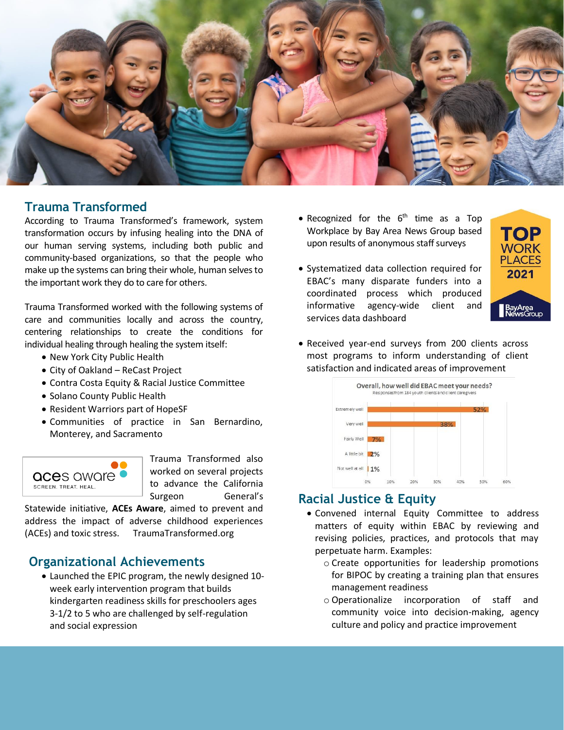## Trauma Transformed

According to Trauma Transformed's framework, system transformation occurs by infusing healing into the DNA of our human serving systems, including both public and community-based organizations, so that the people who make up the systems can bring their whole, human selves to the important work they do to care for others.

Trauma Transformed worked with the following systems of care and communities locally and across the country, centering relationships to create the conditions for individual healing through healing the system itself:

- New York City Public Health
- City of Oakland – ReCast Project
- Contra Costa Equity & Racial Justice Committee
- Solano County Public Health
- Resident Warriors part of HopeSF
- Communities of practice in San Bernardino, Monterey, and Sacramento

aces aware
SCREEN. TREAT. HEAL.

Trauma Transformed also worked on several projects to advance the California Surgeon General's Statewide initiative, **ACEs Aware**, aimed to prevent and address the impact of adverse childhood experiences (ACEs) and toxic stress. TraumaTransformed.org

## Organizational Achievements

- Launched the EPIC program, the newly designed 10-week early intervention program that builds kindergarten readiness skills for preschoolers ages 3-1/2 to 5 who are challenged by self-regulation and social expression
- Recognized for the 6th time as a Top Workplace by Bay Area News Group based upon results of anonymous staff surveys
- Systematized data collection required for EBAC's many disparate funders into a coordinated process which produced informative agency-wide client and services data dashboard
- Received year-end surveys from 200 clients across most programs to inform understanding of client satisfaction and indicated areas of improvement

TOP WORK PLACES 2021
BayArea NewsGroup

**Overall, how well did EBAC meet your needs?**
Responses from 184 youth clients and client caregivers

| Response | Percent |
|---|---|
| Extremely well | 52% |
| Very well | 38% |
| Fairly Well | 7% |
| A little bit | 2% |
| Not well at all | 1% |

## Racial Justice & Equity

- Convened internal Equity Committee to address matters of equity within EBAC by reviewing and revising policies, practices, and protocols that may perpetuate harm. Examples:
  - Create opportunities for leadership promotions for BIPOC by creating a training plan that ensures management readiness
  - Operationalize incorporation of staff and community voice into decision-making, agency culture and policy and practice improvement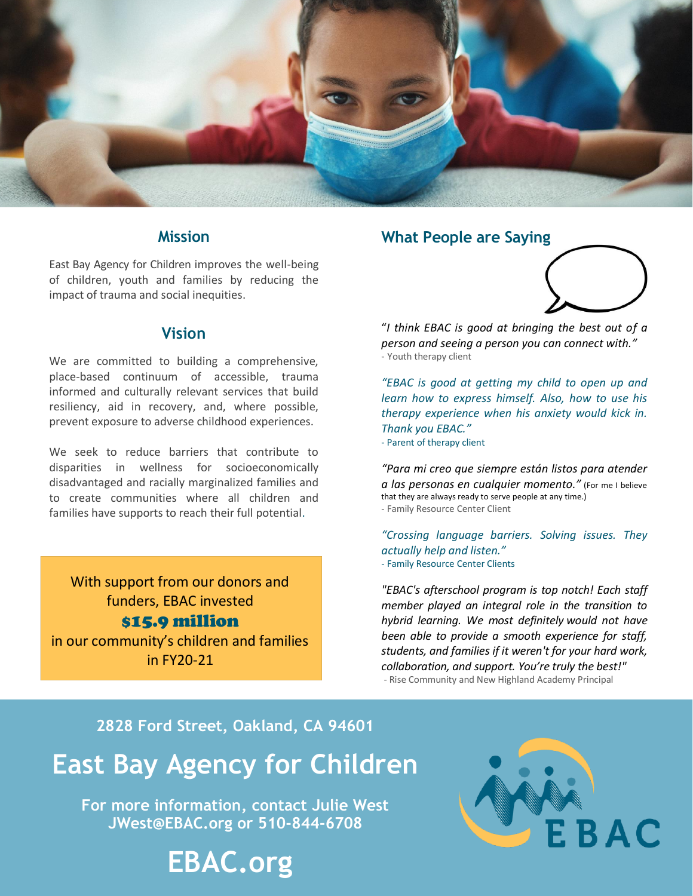## Mission

East Bay Agency for Children improves the well-being of children, youth and families by reducing the impact of trauma and social inequities.

## Vision

We are committed to building a comprehensive, place-based continuum of accessible, trauma informed and culturally relevant services that build resiliency, aid in recovery, and, where possible, prevent exposure to adverse childhood experiences.

We seek to reduce barriers that contribute to disparities in wellness for socioeconomically disadvantaged and racially marginalized families and to create communities where all children and families have supports to reach their full potential.

With support from our donors and funders, EBAC invested

**$15.9 million**

in our community's children and families in FY20-21

## What People are Saying

"*I think EBAC is good at bringing the best out of a person and seeing a person you can connect with.*"
- Youth therapy client

*"EBAC is good at getting my child to open up and learn how to express himself. Also, how to use his therapy experience when his anxiety would kick in. Thank you EBAC."*
- Parent of therapy client

*"Para mi creo que siempre están listos para atender a las personas en cualquier momento."* (For me I believe that they are always ready to serve people at any time.)
- Family Resource Center Client

*"Crossing language barriers. Solving issues. They actually help and listen."*
- Family Resource Center Clients

*"EBAC's afterschool program is top notch! Each staff member played an integral role in the transition to hybrid learning. We most definitely would not have been able to provide a smooth experience for staff, students, and families if it weren't for your hard work, collaboration, and support. You're truly the best!"*
- Rise Community and New Highland Academy Principal

**2828 Ford Street, Oakland, CA 94601**

# East Bay Agency for Children

**For more information, contact Julie West**
**JWest@EBAC.org or 510-844-6708**

# EBAC.org

EBAC